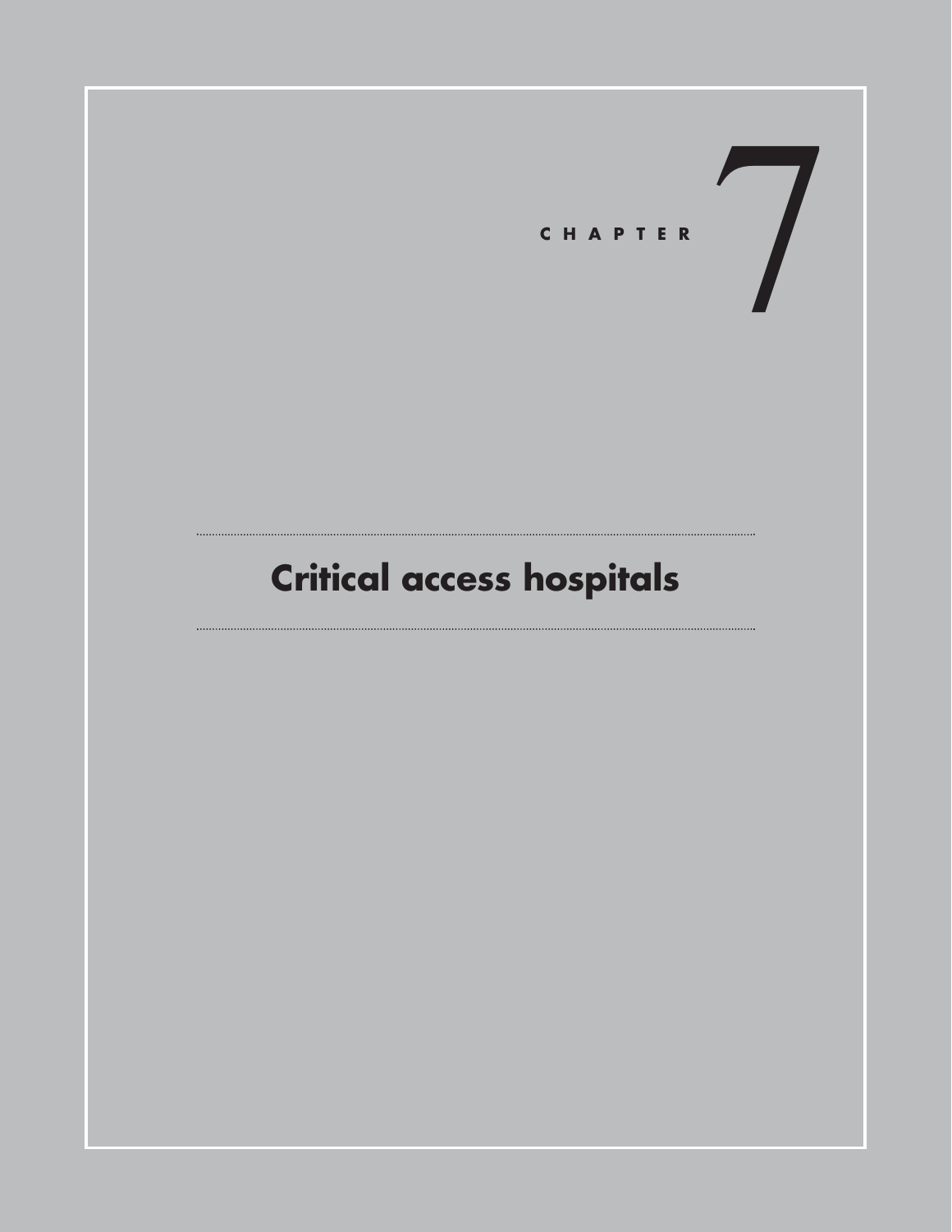# CHAPTER 7

## Critical access hospitals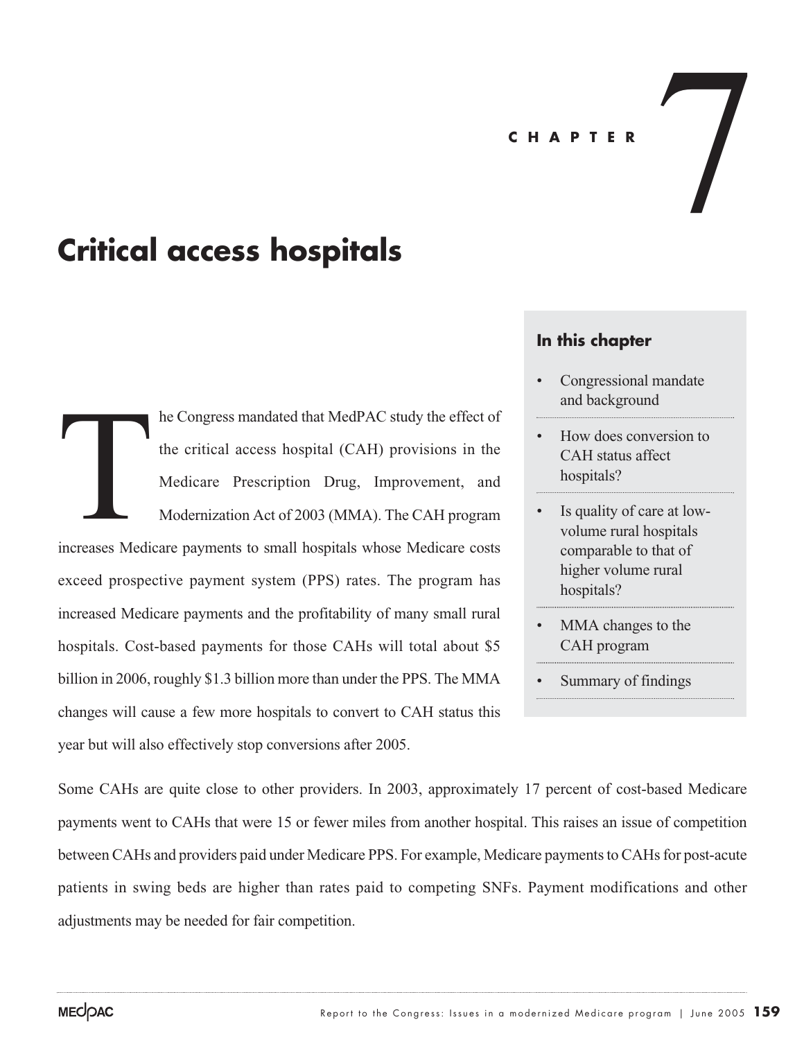CHAPTER 7

# Critical access hospitals

**In this chapter**

- Congressional mandate and background
- How does conversion to CAH status affect hospitals?
- Is quality of care at low-volume rural hospitals comparable to that of higher volume rural hospitals?
- MMA changes to the CAH program
- Summary of findings

The Congress mandated that MedPAC study the effect of the critical access hospital (CAH) provisions in the Medicare Prescription Drug, Improvement, and Modernization Act of 2003 (MMA). The CAH program increases Medicare payments to small hospitals whose Medicare costs exceed prospective payment system (PPS) rates. The program has increased Medicare payments and the profitability of many small rural hospitals. Cost-based payments for those CAHs will total about $5 billion in 2006, roughly $1.3 billion more than under the PPS. The MMA changes will cause a few more hospitals to convert to CAH status this year but will also effectively stop conversions after 2005.

Some CAHs are quite close to other providers. In 2003, approximately 17 percent of cost-based Medicare payments went to CAHs that were 15 or fewer miles from another hospital. This raises an issue of competition between CAHs and providers paid under Medicare PPS. For example, Medicare payments to CAHs for post-acute patients in swing beds are higher than rates paid to competing SNFs. Payment modifications and other adjustments may be needed for fair competition.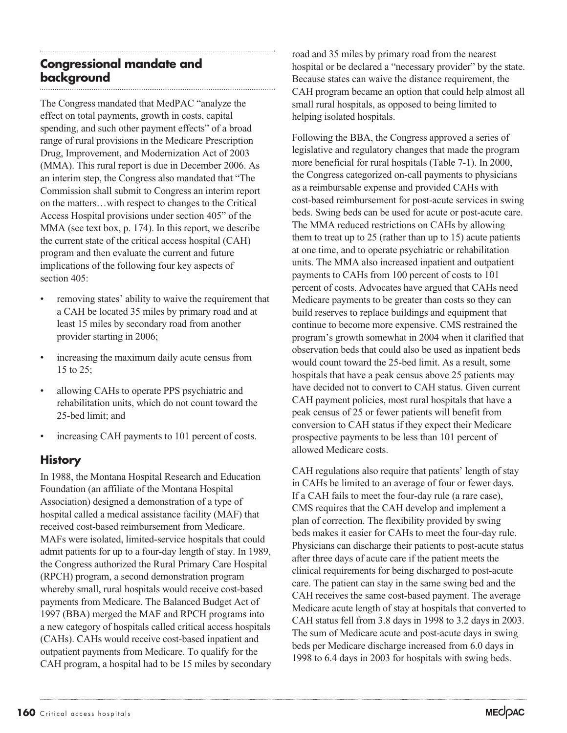## Congressional mandate and background

The Congress mandated that MedPAC "analyze the effect on total payments, growth in costs, capital spending, and such other payment effects" of a broad range of rural provisions in the Medicare Prescription Drug, Improvement, and Modernization Act of 2003 (MMA). This rural report is due in December 2006. As an interim step, the Congress also mandated that "The Commission shall submit to Congress an interim report on the matters…with respect to changes to the Critical Access Hospital provisions under section 405" of the MMA (see text box, p. 174). In this report, we describe the current state of the critical access hospital (CAH) program and then evaluate the current and future implications of the following four key aspects of section 405:

- removing states' ability to waive the requirement that a CAH be located 35 miles by primary road and at least 15 miles by secondary road from another provider starting in 2006;
- increasing the maximum daily acute census from 15 to 25;
- allowing CAHs to operate PPS psychiatric and rehabilitation units, which do not count toward the 25-bed limit; and
- increasing CAH payments to 101 percent of costs.

### History

In 1988, the Montana Hospital Research and Education Foundation (an affiliate of the Montana Hospital Association) designed a demonstration of a type of hospital called a medical assistance facility (MAF) that received cost-based reimbursement from Medicare. MAFs were isolated, limited-service hospitals that could admit patients for up to a four-day length of stay. In 1989, the Congress authorized the Rural Primary Care Hospital (RPCH) program, a second demonstration program whereby small, rural hospitals would receive cost-based payments from Medicare. The Balanced Budget Act of 1997 (BBA) merged the MAF and RPCH programs into a new category of hospitals called critical access hospitals (CAHs). CAHs would receive cost-based inpatient and outpatient payments from Medicare. To qualify for the CAH program, a hospital had to be 15 miles by secondary road and 35 miles by primary road from the nearest hospital or be declared a "necessary provider" by the state. Because states can waive the distance requirement, the CAH program became an option that could help almost all small rural hospitals, as opposed to being limited to helping isolated hospitals.

Following the BBA, the Congress approved a series of legislative and regulatory changes that made the program more beneficial for rural hospitals (Table 7-1). In 2000, the Congress categorized on-call payments to physicians as a reimbursable expense and provided CAHs with cost-based reimbursement for post-acute services in swing beds. Swing beds can be used for acute or post-acute care. The MMA reduced restrictions on CAHs by allowing them to treat up to 25 (rather than up to 15) acute patients at one time, and to operate psychiatric or rehabilitation units. The MMA also increased inpatient and outpatient payments to CAHs from 100 percent of costs to 101 percent of costs. Advocates have argued that CAHs need Medicare payments to be greater than costs so they can build reserves to replace buildings and equipment that continue to become more expensive. CMS restrained the program's growth somewhat in 2004 when it clarified that observation beds that could also be used as inpatient beds would count toward the 25-bed limit. As a result, some hospitals that have a peak census above 25 patients may have decided not to convert to CAH status. Given current CAH payment policies, most rural hospitals that have a peak census of 25 or fewer patients will benefit from conversion to CAH status if they expect their Medicare prospective payments to be less than 101 percent of allowed Medicare costs.

CAH regulations also require that patients' length of stay in CAHs be limited to an average of four or fewer days. If a CAH fails to meet the four-day rule (a rare case), CMS requires that the CAH develop and implement a plan of correction. The flexibility provided by swing beds makes it easier for CAHs to meet the four-day rule. Physicians can discharge their patients to post-acute status after three days of acute care if the patient meets the clinical requirements for being discharged to post-acute care. The patient can stay in the same swing bed and the CAH receives the same cost-based payment. The average Medicare acute length of stay at hospitals that converted to CAH status fell from 3.8 days in 1998 to 3.2 days in 2003. The sum of Medicare acute and post-acute days in swing beds per Medicare discharge increased from 6.0 days in 1998 to 6.4 days in 2003 for hospitals with swing beds.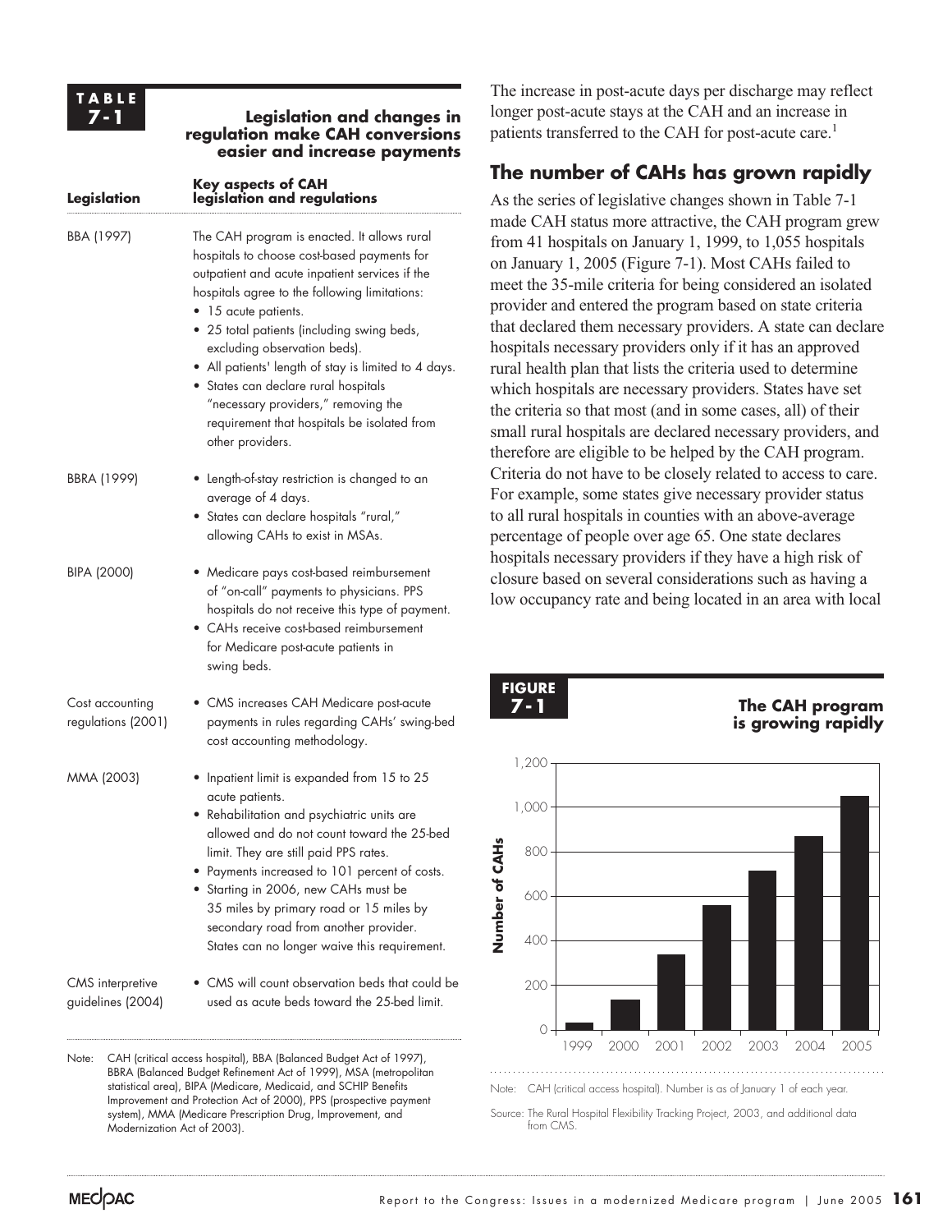**TABLE 7-1**

**Legislation and changes in regulation make CAH conversions easier and increase payments**

| Legislation | Key aspects of CAH legislation and regulations |
|---|---|
| BBA (1997) | The CAH program is enacted. It allows rural hospitals to choose cost-based payments for outpatient and acute inpatient services if the hospitals agree to the following limitations: • 15 acute patients. • 25 total patients (including swing beds, excluding observation beds). • All patients' length of stay is limited to 4 days. • States can declare rural hospitals "necessary providers," removing the requirement that hospitals be isolated from other providers. |
| BBRA (1999) | • Length-of-stay restriction is changed to an average of 4 days. • States can declare hospitals "rural," allowing CAHs to exist in MSAs. |
| BIPA (2000) | • Medicare pays cost-based reimbursement of "on-call" payments to physicians. PPS hospitals do not receive this type of payment. • CAHs receive cost-based reimbursement for Medicare post-acute patients in swing beds. |
| Cost accounting regulations (2001) | • CMS increases CAH Medicare post-acute payments in rules regarding CAHs' swing-bed cost accounting methodology. |
| MMA (2003) | • Inpatient limit is expanded from 15 to 25 acute patients. • Rehabilitation and psychiatric units are allowed and do not count toward the 25-bed limit. They are still paid PPS rates. • Payments increased to 101 percent of costs. • Starting in 2006, new CAHs must be 35 miles by primary road or 15 miles by secondary road from another provider. States can no longer waive this requirement. |
| CMS interpretive guidelines (2004) | • CMS will count observation beds that could be used as acute beds toward the 25-bed limit. |

Note: CAH (critical access hospital), BBA (Balanced Budget Act of 1997), BBRA (Balanced Budget Refinement Act of 1999), MSA (metropolitan statistical area), BIPA (Medicare, Medicaid, and SCHIP Benefits Improvement and Protection Act of 2000), PPS (prospective payment system), MMA (Medicare Prescription Drug, Improvement, and Modernization Act of 2003).

The increase in post-acute days per discharge may reflect longer post-acute stays at the CAH and an increase in patients transferred to the CAH for post-acute care.[1]

## The number of CAHs has grown rapidly

As the series of legislative changes shown in Table 7-1 made CAH status more attractive, the CAH program grew from 41 hospitals on January 1, 1999, to 1,055 hospitals on January 1, 2005 (Figure 7-1). Most CAHs failed to meet the 35-mile criteria for being considered an isolated provider and entered the program based on state criteria that declared them necessary providers. A state can declare hospitals necessary providers only if it has an approved rural health plan that lists the criteria used to determine which hospitals are necessary providers. States have set the criteria so that most (and in some cases, all) of their small rural hospitals are declared necessary providers, and therefore are eligible to be helped by the CAH program. Criteria do not have to be closely related to access to care. For example, some states give necessary provider status to all rural hospitals in counties with an above-average percentage of people over age 65. One state declares hospitals necessary providers if they have a high risk of closure based on several considerations such as having a low occupancy rate and being located in an area with local

**FIGURE 7-1**

**The CAH program is growing rapidly**

Note: CAH (critical access hospital). Number is as of January 1 of each year.

Source: The Rural Hospital Flexibility Tracking Project, 2003, and additional data from CMS.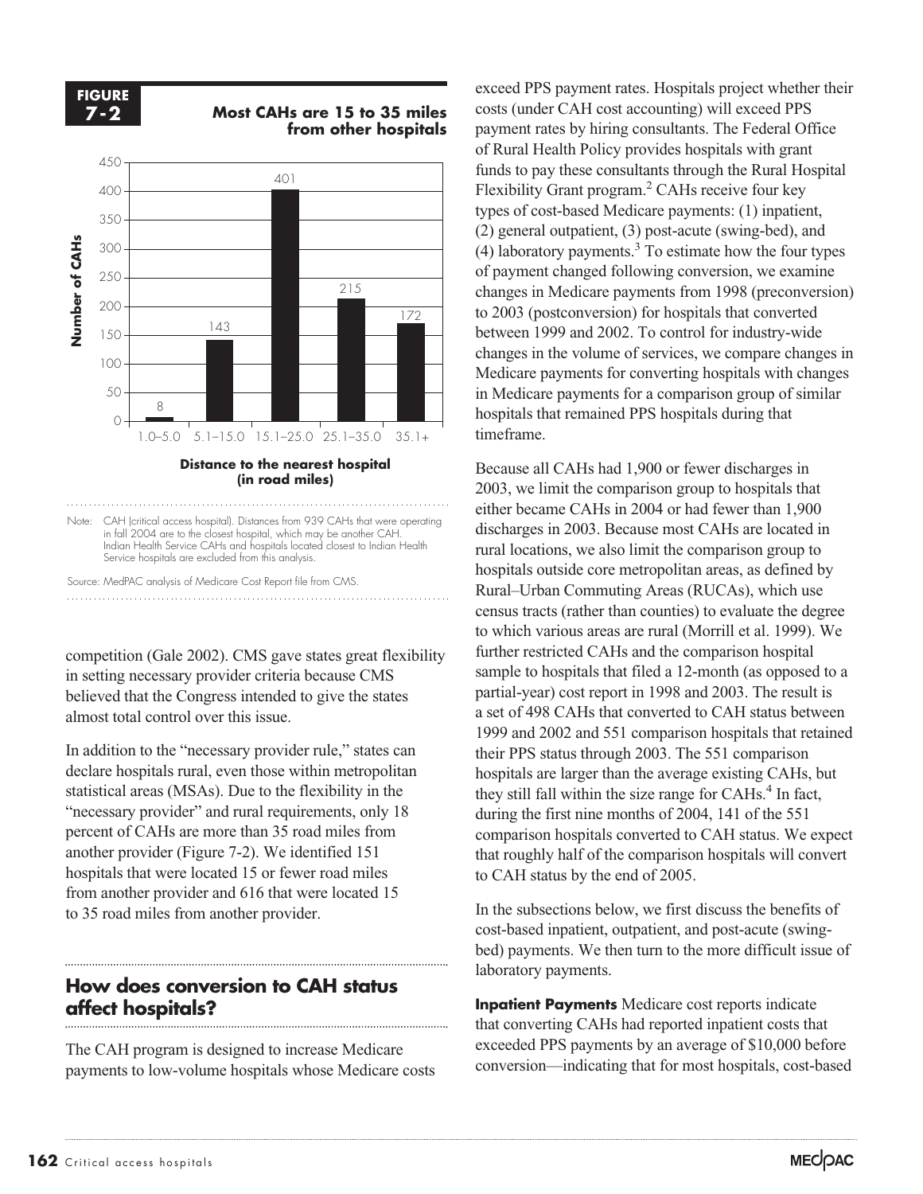**FIGURE 7-2**

**Most CAHs are 15 to 35 miles from other hospitals**

| Distance to the nearest hospital (in road miles) | Number of CAHs |
|---|---|
| 1.0–5.0 | 8 |
| 5.1–15.0 | 143 |
| 15.1–25.0 | 401 |
| 25.1–35.0 | 215 |
| 35.1+ | 172 |

Note: CAH (critical access hospital). Distances from 939 CAHs that were operating in fall 2004 are to the closest hospital, which may be another CAH. Indian Health Service CAHs and hospitals located closest to Indian Health Service hospitals are excluded from this analysis.

Source: MedPAC analysis of Medicare Cost Report file from CMS.

competition (Gale 2002). CMS gave states great flexibility in setting necessary provider criteria because CMS believed that the Congress intended to give the states almost total control over this issue.

In addition to the "necessary provider rule," states can declare hospitals rural, even those within metropolitan statistical areas (MSAs). Due to the flexibility in the "necessary provider" and rural requirements, only 18 percent of CAHs are more than 35 road miles from another provider (Figure 7-2). We identified 151 hospitals that were located 15 or fewer road miles from another provider and 616 that were located 15 to 35 road miles from another provider.

## How does conversion to CAH status affect hospitals?

The CAH program is designed to increase Medicare payments to low-volume hospitals whose Medicare costs exceed PPS payment rates. Hospitals project whether their costs (under CAH cost accounting) will exceed PPS payment rates by hiring consultants. The Federal Office of Rural Health Policy provides hospitals with grant funds to pay these consultants through the Rural Hospital Flexibility Grant program.[2] CAHs receive four key types of cost-based Medicare payments: (1) inpatient, (2) general outpatient, (3) post-acute (swing-bed), and (4) laboratory payments.[3] To estimate how the four types of payment changed following conversion, we examine changes in Medicare payments from 1998 (preconversion) to 2003 (postconversion) for hospitals that converted between 1999 and 2002. To control for industry-wide changes in the volume of services, we compare changes in Medicare payments for converting hospitals with changes in Medicare payments for a comparison group of similar hospitals that remained PPS hospitals during that timeframe.

Because all CAHs had 1,900 or fewer discharges in 2003, we limit the comparison group to hospitals that either became CAHs in 2004 or had fewer than 1,900 discharges in 2003. Because most CAHs are located in rural locations, we also limit the comparison group to hospitals outside core metropolitan areas, as defined by Rural–Urban Commuting Areas (RUCAs), which use census tracts (rather than counties) to evaluate the degree to which various areas are rural (Morrill et al. 1999). We further restricted CAHs and the comparison hospital sample to hospitals that filed a 12-month (as opposed to a partial-year) cost report in 1998 and 2003. The result is a set of 498 CAHs that converted to CAH status between 1999 and 2002 and 551 comparison hospitals that retained their PPS status through 2003. The 551 comparison hospitals are larger than the average existing CAHs, but they still fall within the size range for CAHs.[4] In fact, during the first nine months of 2004, 141 of the 551 comparison hospitals converted to CAH status. We expect that roughly half of the comparison hospitals will convert to CAH status by the end of 2005.

In the subsections below, we first discuss the benefits of cost-based inpatient, outpatient, and post-acute (swing-bed) payments. We then turn to the more difficult issue of laboratory payments.

**Inpatient Payments** Medicare cost reports indicate that converting CAHs had reported inpatient costs that exceeded PPS payments by an average of $10,000 before conversion—indicating that for most hospitals, cost-based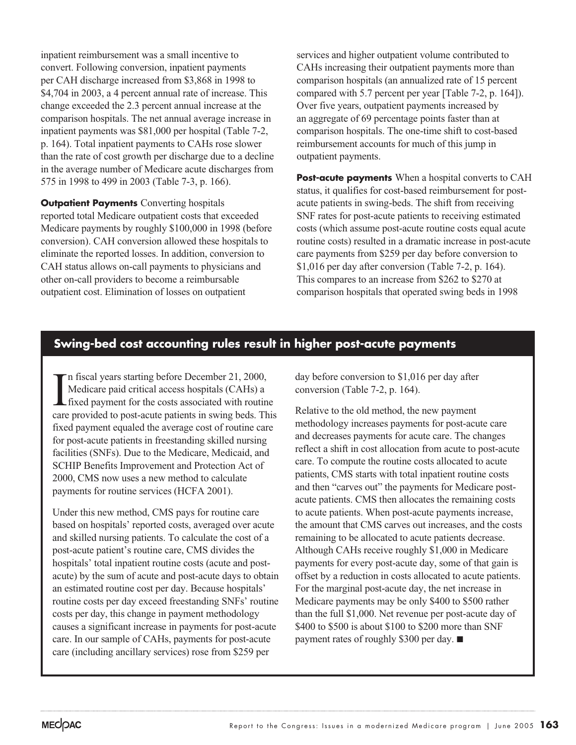inpatient reimbursement was a small incentive to convert. Following conversion, inpatient payments per CAH discharge increased from $3,868 in 1998 to $4,704 in 2003, a 4 percent annual rate of increase. This change exceeded the 2.3 percent annual increase at the comparison hospitals. The net annual average increase in inpatient payments was $81,000 per hospital (Table 7-2, p. 164). Total inpatient payments to CAHs rose slower than the rate of cost growth per discharge due to a decline in the average number of Medicare acute discharges from 575 in 1998 to 499 in 2003 (Table 7-3, p. 166).

**Outpatient Payments** Converting hospitals reported total Medicare outpatient costs that exceeded Medicare payments by roughly $100,000 in 1998 (before conversion). CAH conversion allowed these hospitals to eliminate the reported losses. In addition, conversion to CAH status allows on-call payments to physicians and other on-call providers to become a reimbursable outpatient cost. Elimination of losses on outpatient services and higher outpatient volume contributed to CAHs increasing their outpatient payments more than comparison hospitals (an annualized rate of 15 percent compared with 5.7 percent per year [Table 7-2, p. 164]). Over five years, outpatient payments increased by an aggregate of 69 percentage points faster than at comparison hospitals. The one-time shift to cost-based reimbursement accounts for much of this jump in outpatient payments.

**Post-acute payments** When a hospital converts to CAH status, it qualifies for cost-based reimbursement for post-acute patients in swing-beds. The shift from receiving SNF rates for post-acute patients to receiving estimated costs (which assume post-acute routine costs equal acute routine costs) resulted in a dramatic increase in post-acute care payments from $259 per day before conversion to $1,016 per day after conversion (Table 7-2, p. 164). This compares to an increase from $262 to $270 at comparison hospitals that operated swing beds in 1998

## Swing-bed cost accounting rules result in higher post-acute payments

In fiscal years starting before December 21, 2000, Medicare paid critical access hospitals (CAHs) a fixed payment for the costs associated with routine care provided to post-acute patients in swing beds. This fixed payment equaled the average cost of routine care for post-acute patients in freestanding skilled nursing facilities (SNFs). Due to the Medicare, Medicaid, and SCHIP Benefits Improvement and Protection Act of 2000, CMS now uses a new method to calculate payments for routine services (HCFA 2001).

Under this new method, CMS pays for routine care based on hospitals' reported costs, averaged over acute and skilled nursing patients. To calculate the cost of a post-acute patient's routine care, CMS divides the hospitals' total inpatient routine costs (acute and post-acute) by the sum of acute and post-acute days to obtain an estimated routine cost per day. Because hospitals' routine costs per day exceed freestanding SNFs' routine costs per day, this change in payment methodology causes a significant increase in payments for post-acute care. In our sample of CAHs, payments for post-acute care (including ancillary services) rose from $259 per day before conversion to $1,016 per day after conversion (Table 7-2, p. 164).

Relative to the old method, the new payment methodology increases payments for post-acute care and decreases payments for acute care. The changes reflect a shift in cost allocation from acute to post-acute care. To compute the routine costs allocated to acute patients, CMS starts with total inpatient routine costs and then "carves out" the payments for Medicare post-acute patients. CMS then allocates the remaining costs to acute patients. When post-acute payments increase, the amount that CMS carves out increases, and the costs remaining to be allocated to acute patients decrease. Although CAHs receive roughly $1,000 in Medicare payments for every post-acute day, some of that gain is offset by a reduction in costs allocated to acute patients. For the marginal post-acute day, the net increase in Medicare payments may be only $400 to $500 rather than the full $1,000. Net revenue per post-acute day of $400 to $500 is about $100 to $200 more than SNF payment rates of roughly $300 per day. ■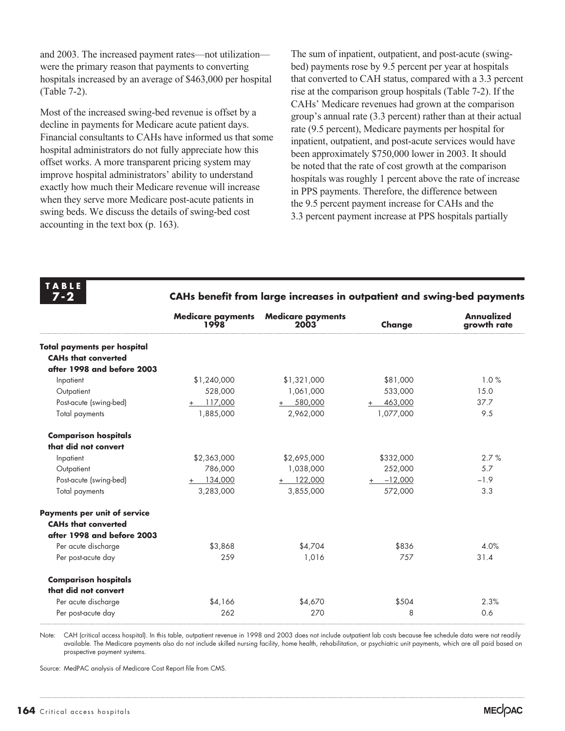and 2003. The increased payment rates—not utilization—were the primary reason that payments to converting hospitals increased by an average of $463,000 per hospital (Table 7-2).

Most of the increased swing-bed revenue is offset by a decline in payments for Medicare acute patient days. Financial consultants to CAHs have informed us that some hospital administrators do not fully appreciate how this offset works. A more transparent pricing system may improve hospital administrators' ability to understand exactly how much their Medicare revenue will increase when they serve more Medicare post-acute patients in swing beds. We discuss the details of swing-bed cost accounting in the text box (p. 163).

The sum of inpatient, outpatient, and post-acute (swing-bed) payments rose by 9.5 percent per year at hospitals that converted to CAH status, compared with a 3.3 percent rise at the comparison group hospitals (Table 7-2). If the CAHs' Medicare revenues had grown at the comparison group's annual rate (3.3 percent) rather than at their actual rate (9.5 percent), Medicare payments per hospital for inpatient, outpatient, and post-acute services would have been approximately $750,000 lower in 2003. It should be noted that the rate of cost growth at the comparison hospitals was roughly 1 percent above the rate of increase in PPS payments. Therefore, the difference between the 9.5 percent payment increase for CAHs and the 3.3 percent payment increase at PPS hospitals partially

**TABLE 7-2**

**CAHs benefit from large increases in outpatient and swing-bed payments**

| | Medicare payments 1998 | Medicare payments 2003 | Change | Annualized growth rate |
|---|---|---|---|---|
| **Total payments per hospital** | | | | |
| **CAHs that converted after 1998 and before 2003** | | | | |
| Inpatient | $1,240,000 | $1,321,000 | $81,000 | 1.0 % |
| Outpatient | 528,000 | 1,061,000 | 533,000 | 15.0 |
| Post-acute (swing-bed) | + 117,000 | + 580,000 | + 463,000 | 37.7 |
| Total payments | 1,885,000 | 2,962,000 | 1,077,000 | 9.5 |
| **Comparison hospitals that did not convert** | | | | |
| Inpatient | $2,363,000 | $2,695,000 | $332,000 | 2.7 % |
| Outpatient | 786,000 | 1,038,000 | 252,000 | 5.7 |
| Post-acute (swing-bed) | + 134,000 | + 122,000 | + −12,000 | −1.9 |
| Total payments | 3,283,000 | 3,855,000 | 572,000 | 3.3 |
| **Payments per unit of service** | | | | |
| **CAHs that converted after 1998 and before 2003** | | | | |
| Per acute discharge | $3,868 | $4,704 | $836 | 4.0% |
| Per post-acute day | 259 | 1,016 | 757 | 31.4 |
| **Comparison hospitals that did not convert** | | | | |
| Per acute discharge | $4,166 | $4,670 | $504 | 2.3% |
| Per post-acute day | 262 | 270 | 8 | 0.6 |

Note: CAH (critical access hospital). In this table, outpatient revenue in 1998 and 2003 does not include outpatient lab costs because fee schedule data were not readily available. The Medicare payments also do not include skilled nursing facility, home health, rehabilitation, or psychiatric unit payments, which are all paid based on prospective payment systems.

Source: MedPAC analysis of Medicare Cost Report file from CMS.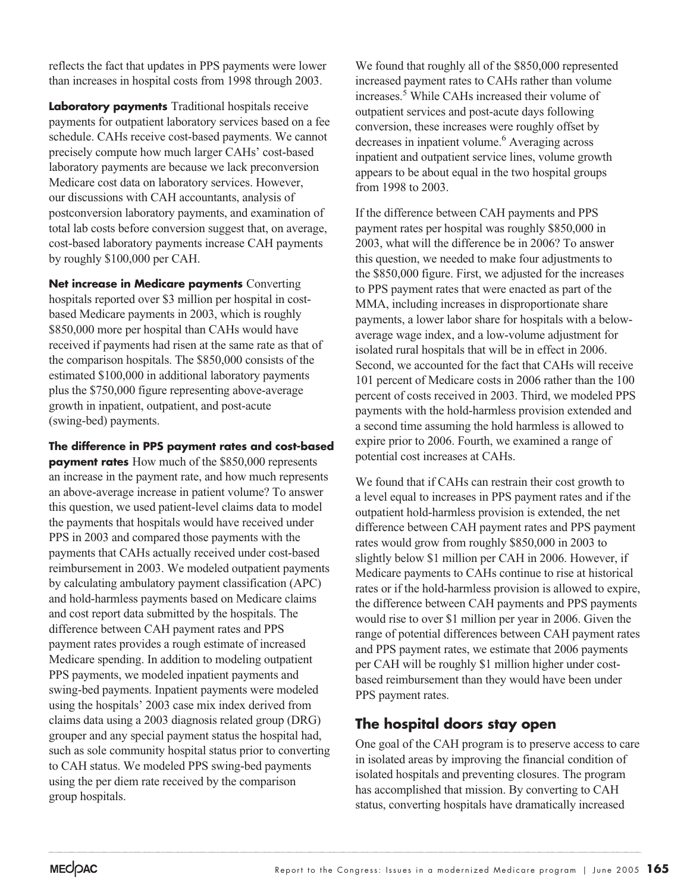reflects the fact that updates in PPS payments were lower than increases in hospital costs from 1998 through 2003.

**Laboratory payments** Traditional hospitals receive payments for outpatient laboratory services based on a fee schedule. CAHs receive cost-based payments. We cannot precisely compute how much larger CAHs' cost-based laboratory payments are because we lack preconversion Medicare cost data on laboratory services. However, our discussions with CAH accountants, analysis of postconversion laboratory payments, and examination of total lab costs before conversion suggest that, on average, cost-based laboratory payments increase CAH payments by roughly $100,000 per CAH.

**Net increase in Medicare payments** Converting hospitals reported over $3 million per hospital in cost-based Medicare payments in 2003, which is roughly $850,000 more per hospital than CAHs would have received if payments had risen at the same rate as that of the comparison hospitals. The $850,000 consists of the estimated $100,000 in additional laboratory payments plus the $750,000 figure representing above-average growth in inpatient, outpatient, and post-acute (swing-bed) payments.

**The difference in PPS payment rates and cost-based payment rates** How much of the $850,000 represents an increase in the payment rate, and how much represents an above-average increase in patient volume? To answer this question, we used patient-level claims data to model the payments that hospitals would have received under PPS in 2003 and compared those payments with the payments that CAHs actually received under cost-based reimbursement in 2003. We modeled outpatient payments by calculating ambulatory payment classification (APC) and hold-harmless payments based on Medicare claims and cost report data submitted by the hospitals. The difference between CAH payment rates and PPS payment rates provides a rough estimate of increased Medicare spending. In addition to modeling outpatient PPS payments, we modeled inpatient payments and swing-bed payments. Inpatient payments were modeled using the hospitals' 2003 case mix index derived from claims data using a 2003 diagnosis related group (DRG) grouper and any special payment status the hospital had, such as sole community hospital status prior to converting to CAH status. We modeled PPS swing-bed payments using the per diem rate received by the comparison group hospitals.

We found that roughly all of the $850,000 represented increased payment rates to CAHs rather than volume increases.[5] While CAHs increased their volume of outpatient services and post-acute days following conversion, these increases were roughly offset by decreases in inpatient volume.[6] Averaging across inpatient and outpatient service lines, volume growth appears to be about equal in the two hospital groups from 1998 to 2003.

If the difference between CAH payments and PPS payment rates per hospital was roughly $850,000 in 2003, what will the difference be in 2006? To answer this question, we needed to make four adjustments to the $850,000 figure. First, we adjusted for the increases to PPS payment rates that were enacted as part of the MMA, including increases in disproportionate share payments, a lower labor share for hospitals with a below-average wage index, and a low-volume adjustment for isolated rural hospitals that will be in effect in 2006. Second, we accounted for the fact that CAHs will receive 101 percent of Medicare costs in 2006 rather than the 100 percent of costs received in 2003. Third, we modeled PPS payments with the hold-harmless provision extended and a second time assuming the hold harmless is allowed to expire prior to 2006. Fourth, we examined a range of potential cost increases at CAHs.

We found that if CAHs can restrain their cost growth to a level equal to increases in PPS payment rates and if the outpatient hold-harmless provision is extended, the net difference between CAH payment rates and PPS payment rates would grow from roughly $850,000 in 2003 to slightly below $1 million per CAH in 2006. However, if Medicare payments to CAHs continue to rise at historical rates or if the hold-harmless provision is allowed to expire, the difference between CAH payments and PPS payments would rise to over $1 million per year in 2006. Given the range of potential differences between CAH payment rates and PPS payment rates, we estimate that 2006 payments per CAH will be roughly $1 million higher under cost-based reimbursement than they would have been under PPS payment rates.

## The hospital doors stay open

One goal of the CAH program is to preserve access to care in isolated areas by improving the financial condition of isolated hospitals and preventing closures. The program has accomplished that mission. By converting to CAH status, converting hospitals have dramatically increased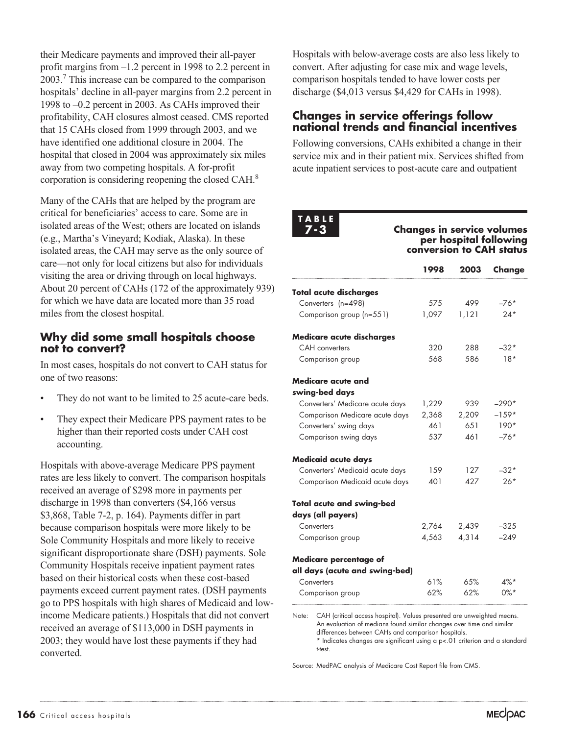their Medicare payments and improved their all-payer profit margins from –1.2 percent in 1998 to 2.2 percent in 2003.[7] This increase can be compared to the comparison hospitals' decline in all-payer margins from 2.2 percent in 1998 to –0.2 percent in 2003. As CAHs improved their profitability, CAH closures almost ceased. CMS reported that 15 CAHs closed from 1999 through 2003, and we have identified one additional closure in 2004. The hospital that closed in 2004 was approximately six miles away from two competing hospitals. A for-profit corporation is considering reopening the closed CAH.[8]

Many of the CAHs that are helped by the program are critical for beneficiaries' access to care. Some are in isolated areas of the West; others are located on islands (e.g., Martha's Vineyard; Kodiak, Alaska). In these isolated areas, the CAH may serve as the only source of care—not only for local citizens but also for individuals visiting the area or driving through on local highways. About 20 percent of CAHs (172 of the approximately 939) for which we have data are located more than 35 road miles from the closest hospital.

## Why did some small hospitals choose not to convert?

In most cases, hospitals do not convert to CAH status for one of two reasons:

- They do not want to be limited to 25 acute-care beds.
- They expect their Medicare PPS payment rates to be higher than their reported costs under CAH cost accounting.

Hospitals with above-average Medicare PPS payment rates are less likely to convert. The comparison hospitals received an average of $298 more in payments per discharge in 1998 than converters ($4,166 versus $3,868, Table 7-2, p. 164). Payments differ in part because comparison hospitals were more likely to be Sole Community Hospitals and more likely to receive significant disproportionate share (DSH) payments. Sole Community Hospitals receive inpatient payment rates based on their historical costs when these cost-based payments exceed current payment rates. (DSH payments go to PPS hospitals with high shares of Medicaid and low-income Medicare patients.) Hospitals that did not convert received an average of $113,000 in DSH payments in 2003; they would have lost these payments if they had converted.

Hospitals with below-average costs are also less likely to convert. After adjusting for case mix and wage levels, comparison hospitals tended to have lower costs per discharge ($4,013 versus $4,429 for CAHs in 1998).

## Changes in service offerings follow national trends and financial incentives

Following conversions, CAHs exhibited a change in their service mix and in their patient mix. Services shifted from acute inpatient services to post-acute care and outpatient

**TABLE 7-3 Changes in service volumes per hospital following conversion to CAH status**

| | 1998 | 2003 | Change |
|---|---|---|---|
| **Total acute discharges** | | | |
| Converters (n=498) | 575 | 499 | –76* |
| Comparison group (n=551) | 1,097 | 1,121 | 24* |
| **Medicare acute discharges** | | | |
| CAH converters | 320 | 288 | –32* |
| Comparison group | 568 | 586 | 18* |
| **Medicare acute and swing-bed days** | | | |
| Converters' Medicare acute days | 1,229 | 939 | –290* |
| Comparison Medicare acute days | 2,368 | 2,209 | –159* |
| Converters' swing days | 461 | 651 | 190* |
| Comparison swing days | 537 | 461 | –76* |
| **Medicaid acute days** | | | |
| Converters' Medicaid acute days | 159 | 127 | –32* |
| Comparison Medicaid acute days | 401 | 427 | 26* |
| **Total acute and swing-bed days (all payers)** | | | |
| Converters | 2,764 | 2,439 | –325 |
| Comparison group | 4,563 | 4,314 | –249 |
| **Medicare percentage of all days (acute and swing-bed)** | | | |
| Converters | 61% | 65% | 4%* |
| Comparison group | 62% | 62% | 0%* |

Note: CAH (critical access hospital). Values presented are unweighted means. An evaluation of medians found similar changes over time and similar differences between CAHs and comparison hospitals.
* Indicates changes are significant using a p<.01 criterion and a standard t-test.

Source: MedPAC analysis of Medicare Cost Report file from CMS.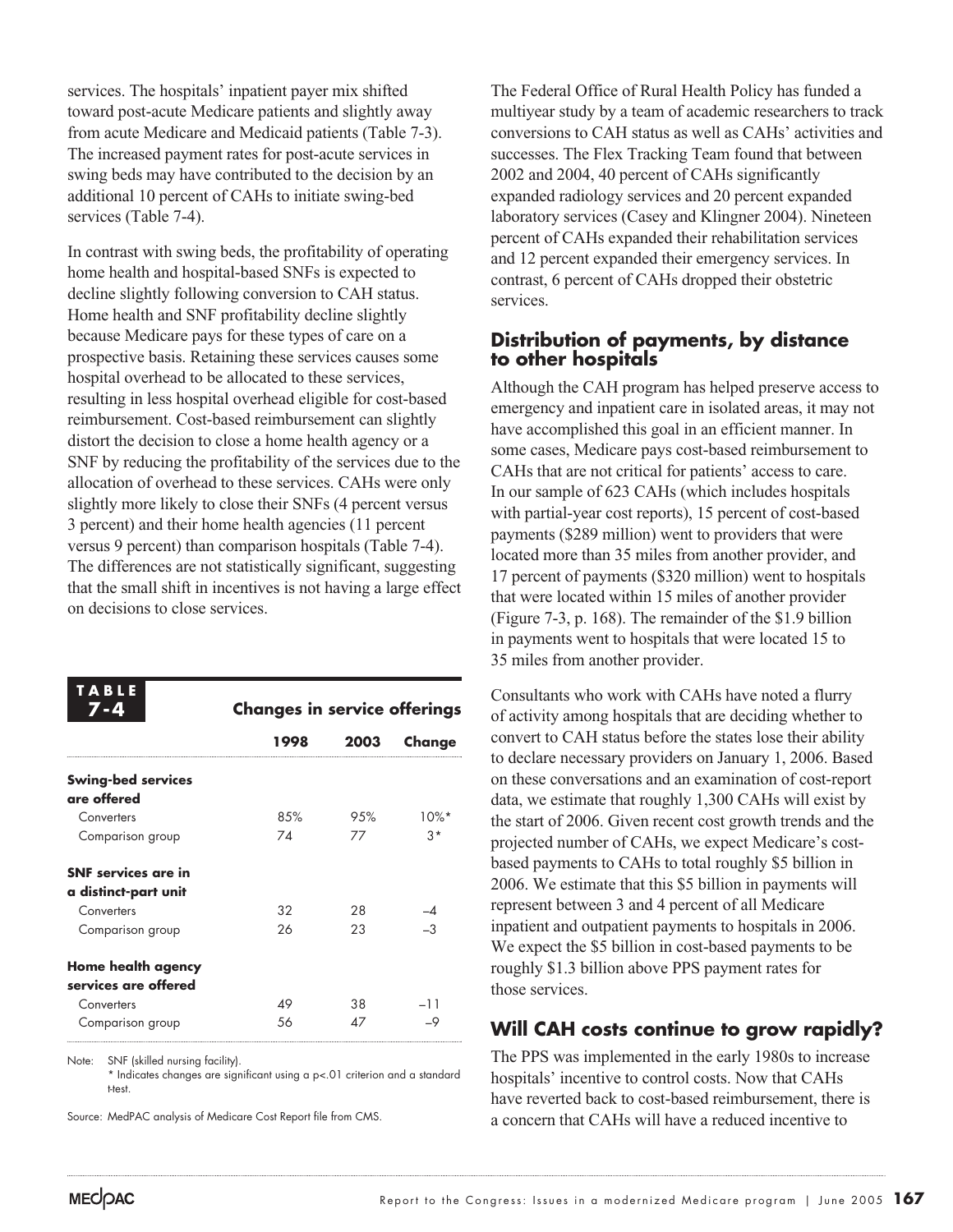services. The hospitals' inpatient payer mix shifted toward post-acute Medicare patients and slightly away from acute Medicare and Medicaid patients (Table 7-3). The increased payment rates for post-acute services in swing beds may have contributed to the decision by an additional 10 percent of CAHs to initiate swing-bed services (Table 7-4).

In contrast with swing beds, the profitability of operating home health and hospital-based SNFs is expected to decline slightly following conversion to CAH status. Home health and SNF profitability decline slightly because Medicare pays for these types of care on a prospective basis. Retaining these services causes some hospital overhead to be allocated to these services, resulting in less hospital overhead eligible for cost-based reimbursement. Cost-based reimbursement can slightly distort the decision to close a home health agency or a SNF by reducing the profitability of the services due to the allocation of overhead to these services. CAHs were only slightly more likely to close their SNFs (4 percent versus 3 percent) and their home health agencies (11 percent versus 9 percent) than comparison hospitals (Table 7-4). The differences are not statistically significant, suggesting that the small shift in incentives is not having a large effect on decisions to close services.

**TABLE 7-4 Changes in service offerings**

| | 1998 | 2003 | Change |
|---|---|---|---|
| **Swing-bed services are offered** | | | |
| Converters | 85% | 95% | 10%* |
| Comparison group | 74 | 77 | 3* |
| **SNF services are in a distinct-part unit** | | | |
| Converters | 32 | 28 | –4 |
| Comparison group | 26 | 23 | –3 |
| **Home health agency services are offered** | | | |
| Converters | 49 | 38 | –11 |
| Comparison group | 56 | 47 | –9 |

Note: SNF (skilled nursing facility).
\* Indicates changes are significant using a p<.01 criterion and a standard t-test.

Source: MedPAC analysis of Medicare Cost Report file from CMS.

The Federal Office of Rural Health Policy has funded a multiyear study by a team of academic researchers to track conversions to CAH status as well as CAHs' activities and successes. The Flex Tracking Team found that between 2002 and 2004, 40 percent of CAHs significantly expanded radiology services and 20 percent expanded laboratory services (Casey and Klingner 2004). Nineteen percent of CAHs expanded their rehabilitation services and 12 percent expanded their emergency services. In contrast, 6 percent of CAHs dropped their obstetric services.

### Distribution of payments, by distance to other hospitals

Although the CAH program has helped preserve access to emergency and inpatient care in isolated areas, it may not have accomplished this goal in an efficient manner. In some cases, Medicare pays cost-based reimbursement to CAHs that are not critical for patients' access to care. In our sample of 623 CAHs (which includes hospitals with partial-year cost reports), 15 percent of cost-based payments ($289 million) went to providers that were located more than 35 miles from another provider, and 17 percent of payments ($320 million) went to hospitals that were located within 15 miles of another provider (Figure 7-3, p. 168). The remainder of the $1.9 billion in payments went to hospitals that were located 15 to 35 miles from another provider.

Consultants who work with CAHs have noted a flurry of activity among hospitals that are deciding whether to convert to CAH status before the states lose their ability to declare necessary providers on January 1, 2006. Based on these conversations and an examination of cost-report data, we estimate that roughly 1,300 CAHs will exist by the start of 2006. Given recent cost growth trends and the projected number of CAHs, we expect Medicare's cost-based payments to CAHs to total roughly $5 billion in 2006. We estimate that this $5 billion in payments will represent between 3 and 4 percent of all Medicare inpatient and outpatient payments to hospitals in 2006. We expect the $5 billion in cost-based payments to be roughly $1.3 billion above PPS payment rates for those services.

## Will CAH costs continue to grow rapidly?

The PPS was implemented in the early 1980s to increase hospitals' incentive to control costs. Now that CAHs have reverted back to cost-based reimbursement, there is a concern that CAHs will have a reduced incentive to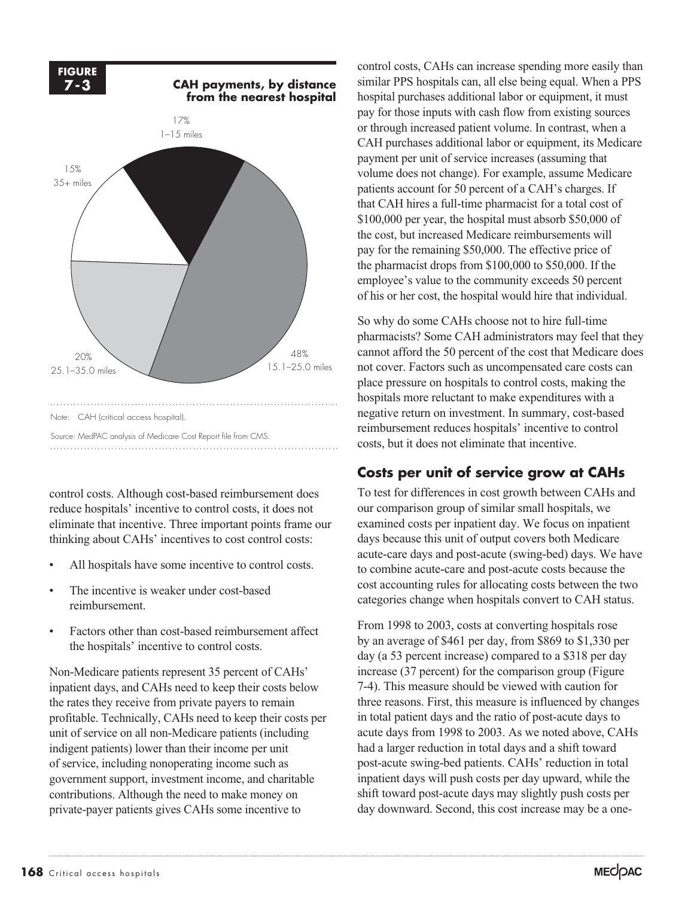**FIGURE 7-3**

**CAH payments, by distance from the nearest hospital**

| Distance from nearest hospital | Share of CAH payments |
|---|---|
| 1–15 miles | 17% |
| 15.1–25.0 miles | 48% |
| 25.1–35.0 miles | 20% |
| 35+ miles | 15% |

Note: CAH (critical access hospital).

Source: MedPAC analysis of Medicare Cost Report file from CMS.

control costs. Although cost-based reimbursement does reduce hospitals' incentive to control costs, it does not eliminate that incentive. Three important points frame our thinking about CAHs' incentives to cost control costs:

- All hospitals have some incentive to control costs.
- The incentive is weaker under cost-based reimbursement.
- Factors other than cost-based reimbursement affect the hospitals' incentive to control costs.

Non-Medicare patients represent 35 percent of CAHs' inpatient days, and CAHs need to keep their costs below the rates they receive from private payers to remain profitable. Technically, CAHs need to keep their costs per unit of service on all non-Medicare patients (including indigent patients) lower than their income per unit of service, including nonoperating income such as government support, investment income, and charitable contributions. Although the need to make money on private-payer patients gives CAHs some incentive to control costs, CAHs can increase spending more easily than similar PPS hospitals can, all else being equal. When a PPS hospital purchases additional labor or equipment, it must pay for those inputs with cash flow from existing sources or through increased patient volume. In contrast, when a CAH purchases additional labor or equipment, its Medicare payment per unit of service increases (assuming that volume does not change). For example, assume Medicare patients account for 50 percent of a CAH's charges. If that CAH hires a full-time pharmacist for a total cost of \$100,000 per year, the hospital must absorb \$50,000 of the cost, but increased Medicare reimbursements will pay for the remaining \$50,000. The effective price of the pharmacist drops from \$100,000 to \$50,000. If the employee's value to the community exceeds 50 percent of his or her cost, the hospital would hire that individual.

So why do some CAHs choose not to hire full-time pharmacists? Some CAH administrators may feel that they cannot afford the 50 percent of the cost that Medicare does not cover. Factors such as uncompensated care costs can place pressure on hospitals to control costs, making the hospitals more reluctant to make expenditures with a negative return on investment. In summary, cost-based reimbursement reduces hospitals' incentive to control costs, but it does not eliminate that incentive.

## Costs per unit of service grow at CAHs

To test for differences in cost growth between CAHs and our comparison group of similar small hospitals, we examined costs per inpatient day. We focus on inpatient days because this unit of output covers both Medicare acute-care days and post-acute (swing-bed) days. We have to combine acute-care and post-acute costs because the cost accounting rules for allocating costs between the two categories change when hospitals convert to CAH status.

From 1998 to 2003, costs at converting hospitals rose by an average of \$461 per day, from \$869 to \$1,330 per day (a 53 percent increase) compared to a \$318 per day increase (37 percent) for the comparison group (Figure 7-4). This measure should be viewed with caution for three reasons. First, this measure is influenced by changes in total patient days and the ratio of post-acute days to acute days from 1998 to 2003. As we noted above, CAHs had a larger reduction in total days and a shift toward post-acute swing-bed patients. CAHs' reduction in total inpatient days will push costs per day upward, while the shift toward post-acute days may slightly push costs per day downward. Second, this cost increase may be a one-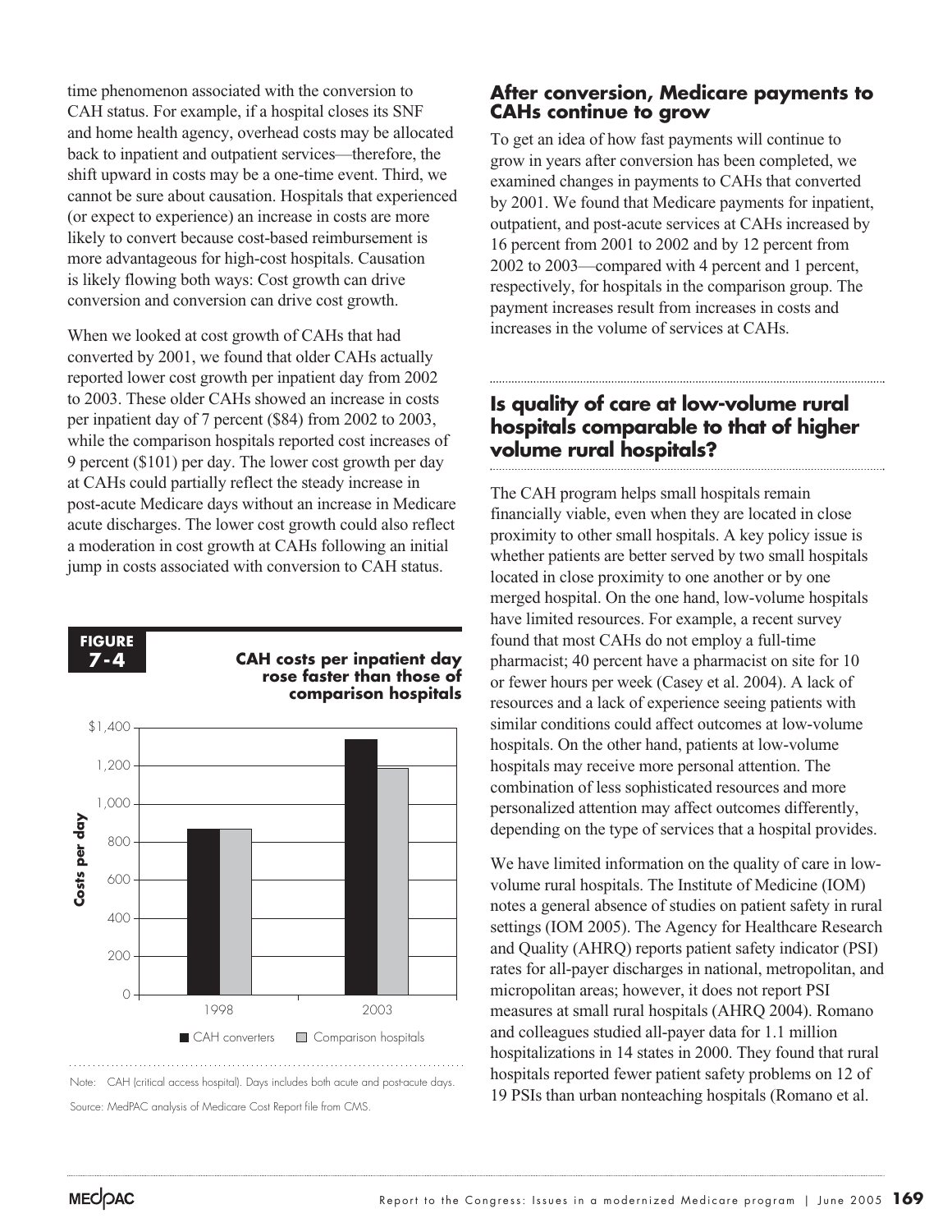time phenomenon associated with the conversion to CAH status. For example, if a hospital closes its SNF and home health agency, overhead costs may be allocated back to inpatient and outpatient services—therefore, the shift upward in costs may be a one-time event. Third, we cannot be sure about causation. Hospitals that experienced (or expect to experience) an increase in costs are more likely to convert because cost-based reimbursement is more advantageous for high-cost hospitals. Causation is likely flowing both ways: Cost growth can drive conversion and conversion can drive cost growth.

When we looked at cost growth of CAHs that had converted by 2001, we found that older CAHs actually reported lower cost growth per inpatient day from 2002 to 2003. These older CAHs showed an increase in costs per inpatient day of 7 percent ($84) from 2002 to 2003, while the comparison hospitals reported cost increases of 9 percent ($101) per day. The lower cost growth per day at CAHs could partially reflect the steady increase in post-acute Medicare days without an increase in Medicare acute discharges. The lower cost growth could also reflect a moderation in cost growth at CAHs following an initial jump in costs associated with conversion to CAH status.

**FIGURE 7-4**

**CAH costs per inpatient day rose faster than those of comparison hospitals**

Note: CAH (critical access hospital). Days includes both acute and post-acute days.

Source: MedPAC analysis of Medicare Cost Report file from CMS.

## After conversion, Medicare payments to CAHs continue to grow

To get an idea of how fast payments will continue to grow in years after conversion has been completed, we examined changes in payments to CAHs that converted by 2001. We found that Medicare payments for inpatient, outpatient, and post-acute services at CAHs increased by 16 percent from 2001 to 2002 and by 12 percent from 2002 to 2003—compared with 4 percent and 1 percent, respectively, for hospitals in the comparison group. The payment increases result from increases in costs and increases in the volume of services at CAHs.

## Is quality of care at low-volume rural hospitals comparable to that of higher volume rural hospitals?

The CAH program helps small hospitals remain financially viable, even when they are located in close proximity to other small hospitals. A key policy issue is whether patients are better served by two small hospitals located in close proximity to one another or by one merged hospital. On the one hand, low-volume hospitals have limited resources. For example, a recent survey found that most CAHs do not employ a full-time pharmacist; 40 percent have a pharmacist on site for 10 or fewer hours per week (Casey et al. 2004). A lack of resources and a lack of experience seeing patients with similar conditions could affect outcomes at low-volume hospitals. On the other hand, patients at low-volume hospitals may receive more personal attention. The combination of less sophisticated resources and more personalized attention may affect outcomes differently, depending on the type of services that a hospital provides.

We have limited information on the quality of care in low-volume rural hospitals. The Institute of Medicine (IOM) notes a general absence of studies on patient safety in rural settings (IOM 2005). The Agency for Healthcare Research and Quality (AHRQ) reports patient safety indicator (PSI) rates for all-payer discharges in national, metropolitan, and micropolitan areas; however, it does not report PSI measures at small rural hospitals (AHRQ 2004). Romano and colleagues studied all-payer data for 1.1 million hospitalizations in 14 states in 2000. They found that rural hospitals reported fewer patient safety problems on 12 of 19 PSIs than urban nonteaching hospitals (Romano et al.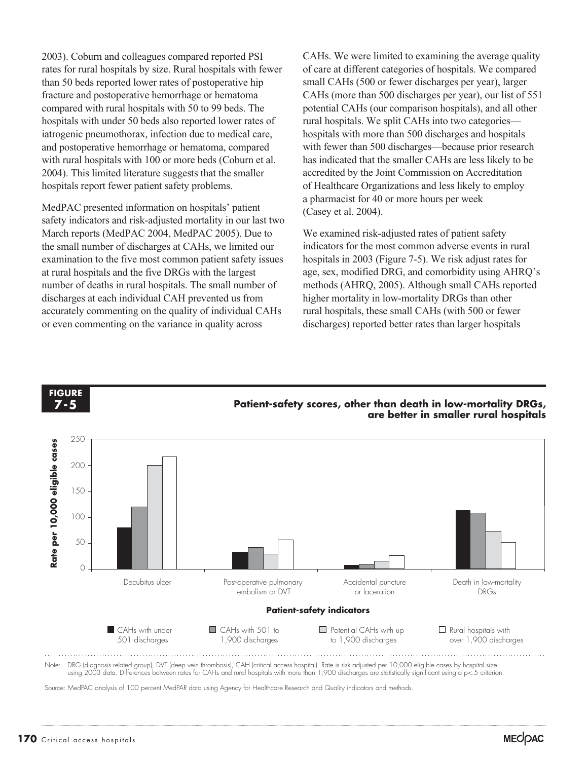2003). Coburn and colleagues compared reported PSI rates for rural hospitals by size. Rural hospitals with fewer than 50 beds reported lower rates of postoperative hip fracture and postoperative hemorrhage or hematoma compared with rural hospitals with 50 to 99 beds. The hospitals with under 50 beds also reported lower rates of iatrogenic pneumothorax, infection due to medical care, and postoperative hemorrhage or hematoma, compared with rural hospitals with 100 or more beds (Coburn et al. 2004). This limited literature suggests that the smaller hospitals report fewer patient safety problems.

MedPAC presented information on hospitals' patient safety indicators and risk-adjusted mortality in our last two March reports (MedPAC 2004, MedPAC 2005). Due to the small number of discharges at CAHs, we limited our examination to the five most common patient safety issues at rural hospitals and the five DRGs with the largest number of deaths in rural hospitals. The small number of discharges at each individual CAH prevented us from accurately commenting on the quality of individual CAHs or even commenting on the variance in quality across CAHs. We were limited to examining the average quality of care at different categories of hospitals. We compared small CAHs (500 or fewer discharges per year), larger CAHs (more than 500 discharges per year), our list of 551 potential CAHs (our comparison hospitals), and all other rural hospitals. We split CAHs into two categories—hospitals with more than 500 discharges and hospitals with fewer than 500 discharges—because prior research has indicated that the smaller CAHs are less likely to be accredited by the Joint Commission on Accreditation of Healthcare Organizations and less likely to employ a pharmacist for 40 or more hours per week (Casey et al. 2004).

We examined risk-adjusted rates of patient safety indicators for the most common adverse events in rural hospitals in 2003 (Figure 7-5). We risk adjust rates for age, sex, modified DRG, and comorbidity using AHRQ's methods (AHRQ, 2005). Although small CAHs reported higher mortality in low-mortality DRGs than other rural hospitals, these small CAHs (with 500 or fewer discharges) reported better rates than larger hospitals

**FIGURE 7-5**

**Patient-safety scores, other than death in low-mortality DRGs, are better in smaller rural hospitals**

Note: DRG (diagnosis related group), DVT (deep vein thrombosis), CAH (critical access hospital). Rate is risk adjusted per 10,000 eligible cases by hospital size using 2003 data. Differences between rates for CAHs and rural hospitals with more than 1,900 discharges are statistically significant using a p<.5 criterion.

Source: MedPAC analysis of 100 percent MedPAR data using Agency for Healthcare Research and Quality indicators and methods.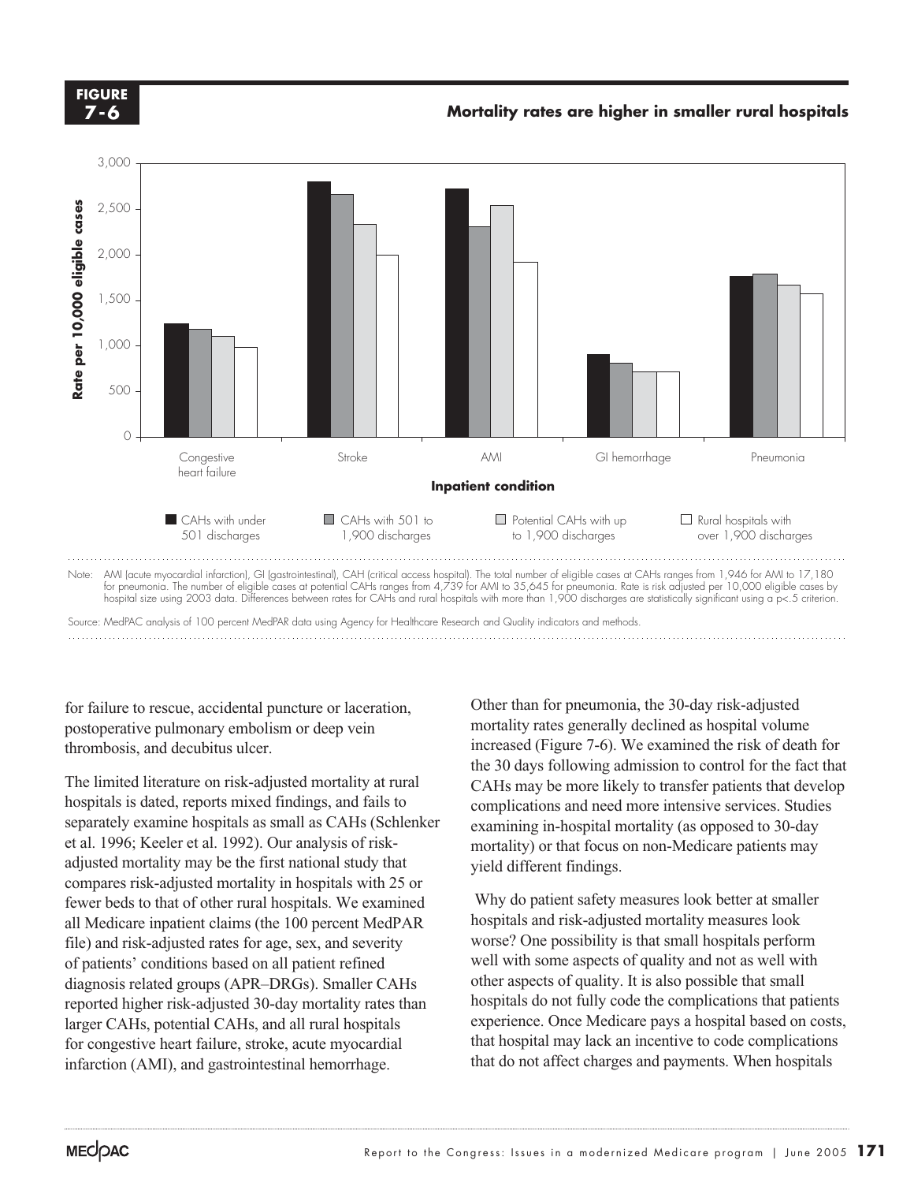**FIGURE 7-6**

**Mortality rates are higher in smaller rural hospitals**

Note: AMI (acute myocardial infarction), GI (gastrointestinal), CAH (critical access hospital). The total number of eligible cases at CAHs ranges from 1,946 for AMI to 17,180 for pneumonia. The number of eligible cases at potential CAHs ranges from 4,739 for AMI to 35,645 for pneumonia. Rate is risk adjusted per 10,000 eligible cases by hospital size using 2003 data. Differences between rates for CAHs and rural hospitals with more than 1,900 discharges are statistically significant using a p<.5 criterion.

Source: MedPAC analysis of 100 percent MedPAR data using Agency for Healthcare Research and Quality indicators and methods.

for failure to rescue, accidental puncture or laceration, postoperative pulmonary embolism or deep vein thrombosis, and decubitus ulcer.

The limited literature on risk-adjusted mortality at rural hospitals is dated, reports mixed findings, and fails to separately examine hospitals as small as CAHs (Schlenker et al. 1996; Keeler et al. 1992). Our analysis of risk-adjusted mortality may be the first national study that compares risk-adjusted mortality in hospitals with 25 or fewer beds to that of other rural hospitals. We examined all Medicare inpatient claims (the 100 percent MedPAR file) and risk-adjusted rates for age, sex, and severity of patients' conditions based on all patient refined diagnosis related groups (APR–DRGs). Smaller CAHs reported higher risk-adjusted 30-day mortality rates than larger CAHs, potential CAHs, and all rural hospitals for congestive heart failure, stroke, acute myocardial infarction (AMI), and gastrointestinal hemorrhage.

Other than for pneumonia, the 30-day risk-adjusted mortality rates generally declined as hospital volume increased (Figure 7-6). We examined the risk of death for the 30 days following admission to control for the fact that CAHs may be more likely to transfer patients that develop complications and need more intensive services. Studies examining in-hospital mortality (as opposed to 30-day mortality) or that focus on non-Medicare patients may yield different findings.

Why do patient safety measures look better at smaller hospitals and risk-adjusted mortality measures look worse? One possibility is that small hospitals perform well with some aspects of quality and not as well with other aspects of quality. It is also possible that small hospitals do not fully code the complications that patients experience. Once Medicare pays a hospital based on costs, that hospital may lack an incentive to code complications that do not affect charges and payments. When hospitals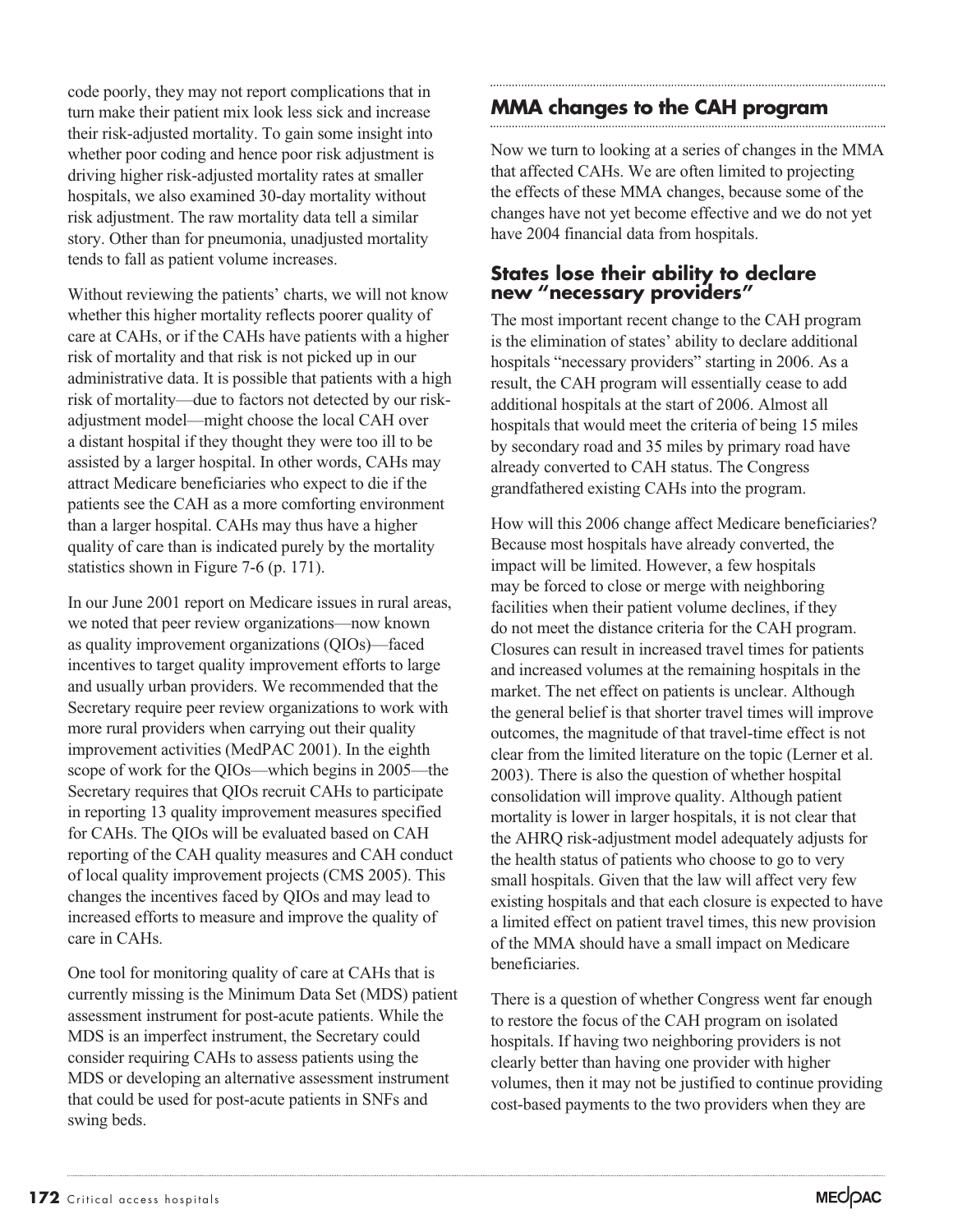code poorly, they may not report complications that in turn make their patient mix look less sick and increase their risk-adjusted mortality. To gain some insight into whether poor coding and hence poor risk adjustment is driving higher risk-adjusted mortality rates at smaller hospitals, we also examined 30-day mortality without risk adjustment. The raw mortality data tell a similar story. Other than for pneumonia, unadjusted mortality tends to fall as patient volume increases.

Without reviewing the patients' charts, we will not know whether this higher mortality reflects poorer quality of care at CAHs, or if the CAHs have patients with a higher risk of mortality and that risk is not picked up in our administrative data. It is possible that patients with a high risk of mortality—due to factors not detected by our risk-adjustment model—might choose the local CAH over a distant hospital if they thought they were too ill to be assisted by a larger hospital. In other words, CAHs may attract Medicare beneficiaries who expect to die if the patients see the CAH as a more comforting environment than a larger hospital. CAHs may thus have a higher quality of care than is indicated purely by the mortality statistics shown in Figure 7-6 (p. 171).

In our June 2001 report on Medicare issues in rural areas, we noted that peer review organizations—now known as quality improvement organizations (QIOs)—faced incentives to target quality improvement efforts to large and usually urban providers. We recommended that the Secretary require peer review organizations to work with more rural providers when carrying out their quality improvement activities (MedPAC 2001). In the eighth scope of work for the QIOs—which begins in 2005—the Secretary requires that QIOs recruit CAHs to participate in reporting 13 quality improvement measures specified for CAHs. The QIOs will be evaluated based on CAH reporting of the CAH quality measures and CAH conduct of local quality improvement projects (CMS 2005). This changes the incentives faced by QIOs and may lead to increased efforts to measure and improve the quality of care in CAHs.

One tool for monitoring quality of care at CAHs that is currently missing is the Minimum Data Set (MDS) patient assessment instrument for post-acute patients. While the MDS is an imperfect instrument, the Secretary could consider requiring CAHs to assess patients using the MDS or developing an alternative assessment instrument that could be used for post-acute patients in SNFs and swing beds.

## MMA changes to the CAH program

Now we turn to looking at a series of changes in the MMA that affected CAHs. We are often limited to projecting the effects of these MMA changes, because some of the changes have not yet become effective and we do not yet have 2004 financial data from hospitals.

### States lose their ability to declare new "necessary providers"

The most important recent change to the CAH program is the elimination of states' ability to declare additional hospitals "necessary providers" starting in 2006. As a result, the CAH program will essentially cease to add additional hospitals at the start of 2006. Almost all hospitals that would meet the criteria of being 15 miles by secondary road and 35 miles by primary road have already converted to CAH status. The Congress grandfathered existing CAHs into the program.

How will this 2006 change affect Medicare beneficiaries? Because most hospitals have already converted, the impact will be limited. However, a few hospitals may be forced to close or merge with neighboring facilities when their patient volume declines, if they do not meet the distance criteria for the CAH program. Closures can result in increased travel times for patients and increased volumes at the remaining hospitals in the market. The net effect on patients is unclear. Although the general belief is that shorter travel times will improve outcomes, the magnitude of that travel-time effect is not clear from the limited literature on the topic (Lerner et al. 2003). There is also the question of whether hospital consolidation will improve quality. Although patient mortality is lower in larger hospitals, it is not clear that the AHRQ risk-adjustment model adequately adjusts for the health status of patients who choose to go to very small hospitals. Given that the law will affect very few existing hospitals and that each closure is expected to have a limited effect on patient travel times, this new provision of the MMA should have a small impact on Medicare beneficiaries.

There is a question of whether Congress went far enough to restore the focus of the CAH program on isolated hospitals. If having two neighboring providers is not clearly better than having one provider with higher volumes, then it may not be justified to continue providing cost-based payments to the two providers when they are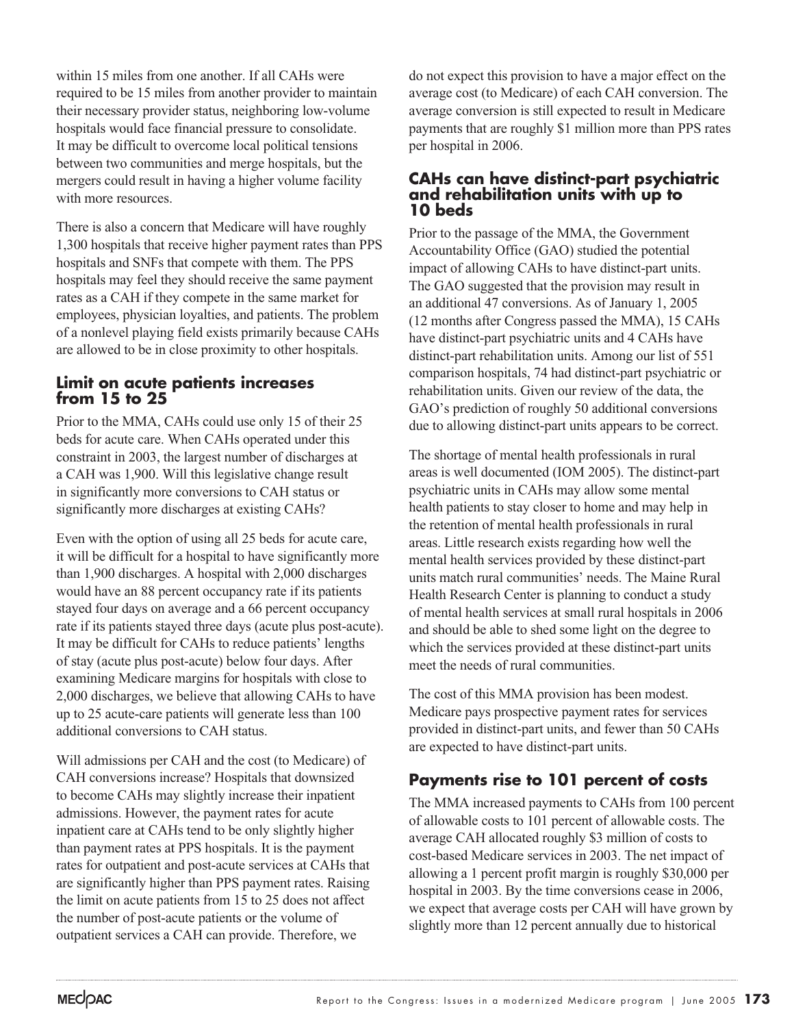within 15 miles from one another. If all CAHs were required to be 15 miles from another provider to maintain their necessary provider status, neighboring low-volume hospitals would face financial pressure to consolidate. It may be difficult to overcome local political tensions between two communities and merge hospitals, but the mergers could result in having a higher volume facility with more resources.

There is also a concern that Medicare will have roughly 1,300 hospitals that receive higher payment rates than PPS hospitals and SNFs that compete with them. The PPS hospitals may feel they should receive the same payment rates as a CAH if they compete in the same market for employees, physician loyalties, and patients. The problem of a nonlevel playing field exists primarily because CAHs are allowed to be in close proximity to other hospitals.

### Limit on acute patients increases from 15 to 25

Prior to the MMA, CAHs could use only 15 of their 25 beds for acute care. When CAHs operated under this constraint in 2003, the largest number of discharges at a CAH was 1,900. Will this legislative change result in significantly more conversions to CAH status or significantly more discharges at existing CAHs?

Even with the option of using all 25 beds for acute care, it will be difficult for a hospital to have significantly more than 1,900 discharges. A hospital with 2,000 discharges would have an 88 percent occupancy rate if its patients stayed four days on average and a 66 percent occupancy rate if its patients stayed three days (acute plus post-acute). It may be difficult for CAHs to reduce patients' lengths of stay (acute plus post-acute) below four days. After examining Medicare margins for hospitals with close to 2,000 discharges, we believe that allowing CAHs to have up to 25 acute-care patients will generate less than 100 additional conversions to CAH status.

Will admissions per CAH and the cost (to Medicare) of CAH conversions increase? Hospitals that downsized to become CAHs may slightly increase their inpatient admissions. However, the payment rates for acute inpatient care at CAHs tend to be only slightly higher than payment rates at PPS hospitals. It is the payment rates for outpatient and post-acute services at CAHs that are significantly higher than PPS payment rates. Raising the limit on acute patients from 15 to 25 does not affect the number of post-acute patients or the volume of outpatient services a CAH can provide. Therefore, we do not expect this provision to have a major effect on the average cost (to Medicare) of each CAH conversion. The average conversion is still expected to result in Medicare payments that are roughly $1 million more than PPS rates per hospital in 2006.

### CAHs can have distinct-part psychiatric and rehabilitation units with up to 10 beds

Prior to the passage of the MMA, the Government Accountability Office (GAO) studied the potential impact of allowing CAHs to have distinct-part units. The GAO suggested that the provision may result in an additional 47 conversions. As of January 1, 2005 (12 months after Congress passed the MMA), 15 CAHs have distinct-part psychiatric units and 4 CAHs have distinct-part rehabilitation units. Among our list of 551 comparison hospitals, 74 had distinct-part psychiatric or rehabilitation units. Given our review of the data, the GAO's prediction of roughly 50 additional conversions due to allowing distinct-part units appears to be correct.

The shortage of mental health professionals in rural areas is well documented (IOM 2005). The distinct-part psychiatric units in CAHs may allow some mental health patients to stay closer to home and may help in the retention of mental health professionals in rural areas. Little research exists regarding how well the mental health services provided by these distinct-part units match rural communities' needs. The Maine Rural Health Research Center is planning to conduct a study of mental health services at small rural hospitals in 2006 and should be able to shed some light on the degree to which the services provided at these distinct-part units meet the needs of rural communities.

The cost of this MMA provision has been modest. Medicare pays prospective payment rates for services provided in distinct-part units, and fewer than 50 CAHs are expected to have distinct-part units.

### Payments rise to 101 percent of costs

The MMA increased payments to CAHs from 100 percent of allowable costs to 101 percent of allowable costs. The average CAH allocated roughly $3 million of costs to cost-based Medicare services in 2003. The net impact of allowing a 1 percent profit margin is roughly $30,000 per hospital in 2003. By the time conversions cease in 2006, we expect that average costs per CAH will have grown by slightly more than 12 percent annually due to historical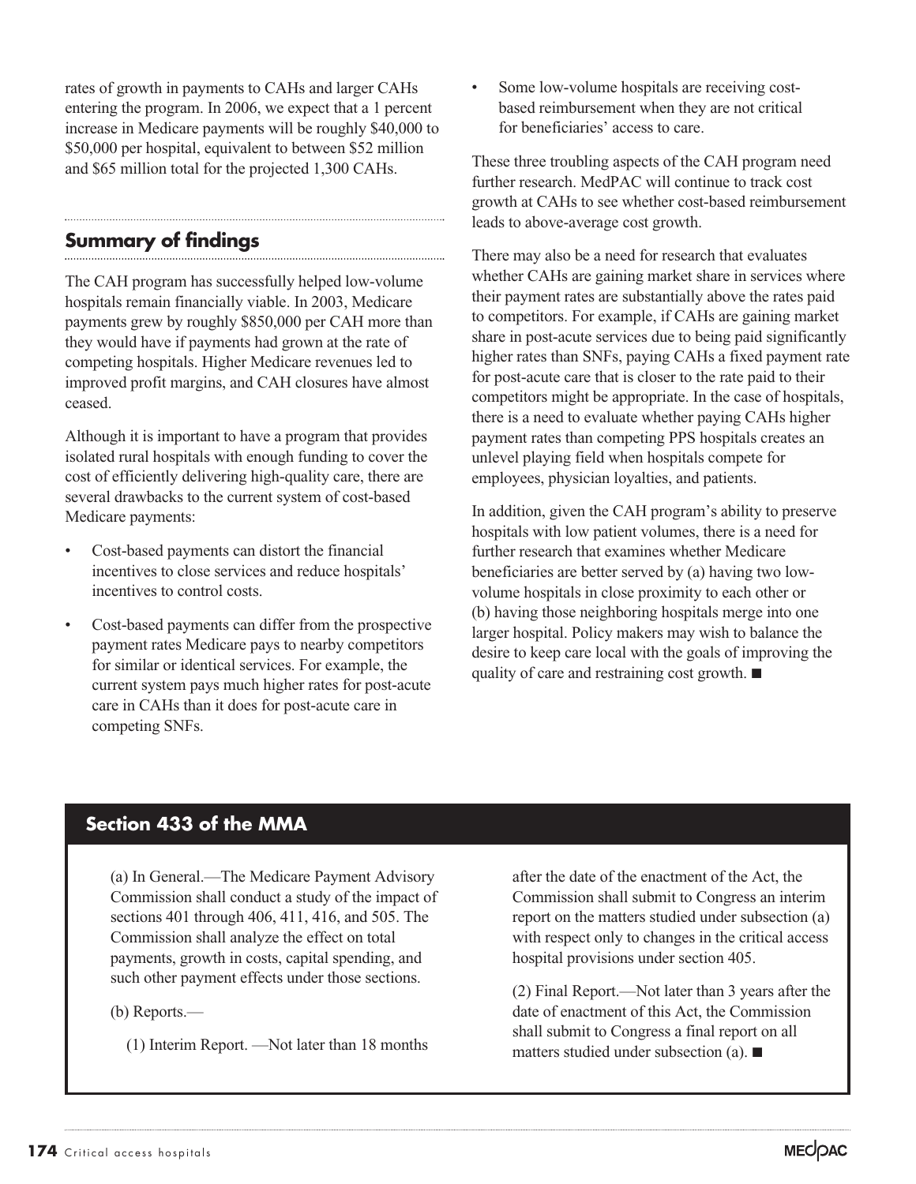rates of growth in payments to CAHs and larger CAHs entering the program. In 2006, we expect that a 1 percent increase in Medicare payments will be roughly $40,000 to $50,000 per hospital, equivalent to between $52 million and $65 million total for the projected 1,300 CAHs.

## Summary of findings

The CAH program has successfully helped low-volume hospitals remain financially viable. In 2003, Medicare payments grew by roughly $850,000 per CAH more than they would have if payments had grown at the rate of competing hospitals. Higher Medicare revenues led to improved profit margins, and CAH closures have almost ceased.

Although it is important to have a program that provides isolated rural hospitals with enough funding to cover the cost of efficiently delivering high-quality care, there are several drawbacks to the current system of cost-based Medicare payments:

- Cost-based payments can distort the financial incentives to close services and reduce hospitals' incentives to control costs.
- Cost-based payments can differ from the prospective payment rates Medicare pays to nearby competitors for similar or identical services. For example, the current system pays much higher rates for post-acute care in CAHs than it does for post-acute care in competing SNFs.
- Some low-volume hospitals are receiving cost-based reimbursement when they are not critical for beneficiaries' access to care.

These three troubling aspects of the CAH program need further research. MedPAC will continue to track cost growth at CAHs to see whether cost-based reimbursement leads to above-average cost growth.

There may also be a need for research that evaluates whether CAHs are gaining market share in services where their payment rates are substantially above the rates paid to competitors. For example, if CAHs are gaining market share in post-acute services due to being paid significantly higher rates than SNFs, paying CAHs a fixed payment rate for post-acute care that is closer to the rate paid to their competitors might be appropriate. In the case of hospitals, there is a need to evaluate whether paying CAHs higher payment rates than competing PPS hospitals creates an unlevel playing field when hospitals compete for employees, physician loyalties, and patients.

In addition, given the CAH program's ability to preserve hospitals with low patient volumes, there is a need for further research that examines whether Medicare beneficiaries are better served by (a) having two low-volume hospitals in close proximity to each other or (b) having those neighboring hospitals merge into one larger hospital. Policy makers may wish to balance the desire to keep care local with the goals of improving the quality of care and restraining cost growth. ■

## Section 433 of the MMA

(a) In General.—The Medicare Payment Advisory Commission shall conduct a study of the impact of sections 401 through 406, 411, 416, and 505. The Commission shall analyze the effect on total payments, growth in costs, capital spending, and such other payment effects under those sections.

(b) Reports.—

(1) Interim Report. —Not later than 18 months after the date of the enactment of the Act, the Commission shall submit to Congress an interim report on the matters studied under subsection (a) with respect only to changes in the critical access hospital provisions under section 405.

(2) Final Report.—Not later than 3 years after the date of enactment of this Act, the Commission shall submit to Congress a final report on all matters studied under subsection (a). ■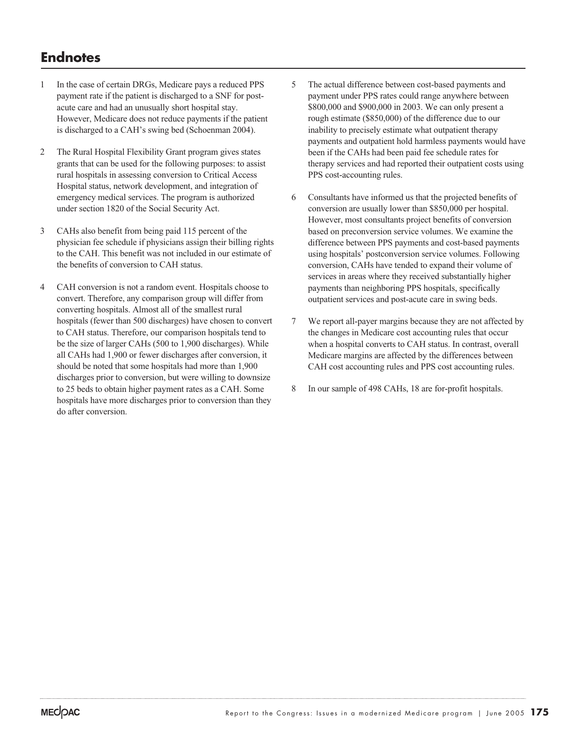# Endnotes

1. In the case of certain DRGs, Medicare pays a reduced PPS payment rate if the patient is discharged to a SNF for post-acute care and had an unusually short hospital stay. However, Medicare does not reduce payments if the patient is discharged to a CAH's swing bed (Schoenman 2004).

2. The Rural Hospital Flexibility Grant program gives states grants that can be used for the following purposes: to assist rural hospitals in assessing conversion to Critical Access Hospital status, network development, and integration of emergency medical services. The program is authorized under section 1820 of the Social Security Act.

3. CAHs also benefit from being paid 115 percent of the physician fee schedule if physicians assign their billing rights to the CAH. This benefit was not included in our estimate of the benefits of conversion to CAH status.

4. CAH conversion is not a random event. Hospitals choose to convert. Therefore, any comparison group will differ from converting hospitals. Almost all of the smallest rural hospitals (fewer than 500 discharges) have chosen to convert to CAH status. Therefore, our comparison hospitals tend to be the size of larger CAHs (500 to 1,900 discharges). While all CAHs had 1,900 or fewer discharges after conversion, it should be noted that some hospitals had more than 1,900 discharges prior to conversion, but were willing to downsize to 25 beds to obtain higher payment rates as a CAH. Some hospitals have more discharges prior to conversion than they do after conversion.

5. The actual difference between cost-based payments and payment under PPS rates could range anywhere between $800,000 and $900,000 in 2003. We can only present a rough estimate ($850,000) of the difference due to our inability to precisely estimate what outpatient therapy payments and outpatient hold harmless payments would have been if the CAHs had been paid fee schedule rates for therapy services and had reported their outpatient costs using PPS cost-accounting rules.

6. Consultants have informed us that the projected benefits of conversion are usually lower than $850,000 per hospital. However, most consultants project benefits of conversion based on preconversion service volumes. We examine the difference between PPS payments and cost-based payments using hospitals' postconversion service volumes. Following conversion, CAHs have tended to expand their volume of services in areas where they received substantially higher payments than neighboring PPS hospitals, specifically outpatient services and post-acute care in swing beds.

7. We report all-payer margins because they are not affected by the changes in Medicare cost accounting rules that occur when a hospital converts to CAH status. In contrast, overall Medicare margins are affected by the differences between CAH cost accounting rules and PPS cost accounting rules.

8. In our sample of 498 CAHs, 18 are for-profit hospitals.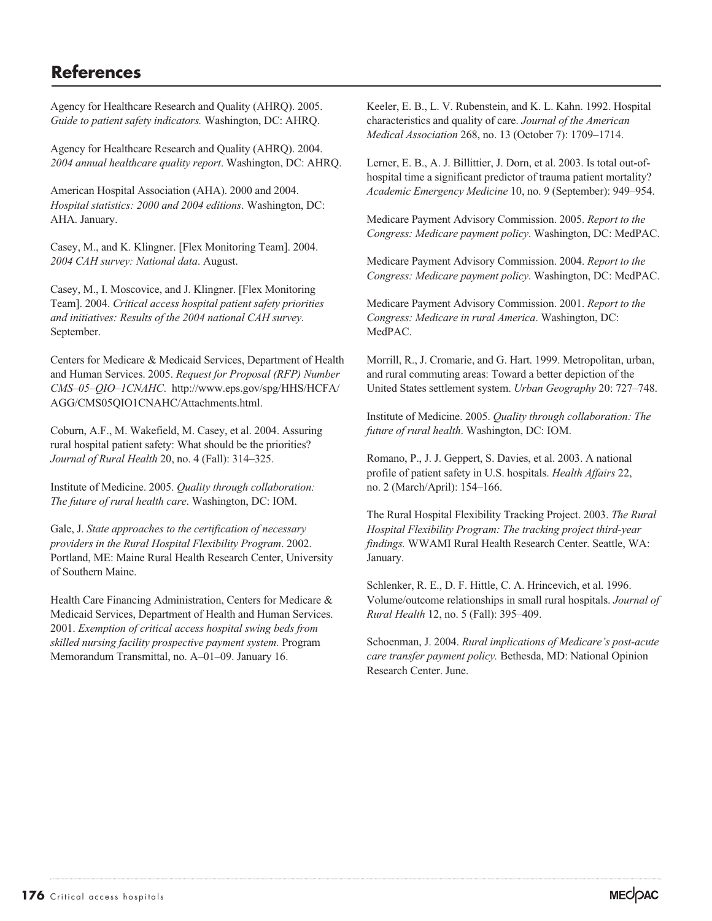## References

Agency for Healthcare Research and Quality (AHRQ). 2005. *Guide to patient safety indicators.* Washington, DC: AHRQ.

Agency for Healthcare Research and Quality (AHRQ). 2004. *2004 annual healthcare quality report*. Washington, DC: AHRQ.

American Hospital Association (AHA). 2000 and 2004. *Hospital statistics: 2000 and 2004 editions*. Washington, DC: AHA. January.

Casey, M., and K. Klingner. [Flex Monitoring Team]. 2004. *2004 CAH survey: National data*. August.

Casey, M., I. Moscovice, and J. Klingner. [Flex Monitoring Team]. 2004. *Critical access hospital patient safety priorities and initiatives: Results of the 2004 national CAH survey.* September.

Centers for Medicare & Medicaid Services, Department of Health and Human Services. 2005. *Request for Proposal (RFP) Number CMS–05–QIO–1CNAHC*. http://www.eps.gov/spg/HHS/HCFA/AGG/CMS05QIO1CNAHC/Attachments.html.

Coburn, A.F., M. Wakefield, M. Casey, et al. 2004. Assuring rural hospital patient safety: What should be the priorities? *Journal of Rural Health* 20, no. 4 (Fall): 314–325.

Institute of Medicine. 2005. *Quality through collaboration: The future of rural health care*. Washington, DC: IOM.

Gale, J. *State approaches to the certification of necessary providers in the Rural Hospital Flexibility Program*. 2002. Portland, ME: Maine Rural Health Research Center, University of Southern Maine.

Health Care Financing Administration, Centers for Medicare & Medicaid Services, Department of Health and Human Services. 2001. *Exemption of critical access hospital swing beds from skilled nursing facility prospective payment system.* Program Memorandum Transmittal, no. A–01–09. January 16.

Keeler, E. B., L. V. Rubenstein, and K. L. Kahn. 1992. Hospital characteristics and quality of care. *Journal of the American Medical Association* 268, no. 13 (October 7): 1709–1714.

Lerner, E. B., A. J. Billittier, J. Dorn, et al. 2003. Is total out-of-hospital time a significant predictor of trauma patient mortality? *Academic Emergency Medicine* 10, no. 9 (September): 949–954.

Medicare Payment Advisory Commission. 2005. *Report to the Congress: Medicare payment policy*. Washington, DC: MedPAC.

Medicare Payment Advisory Commission. 2004. *Report to the Congress: Medicare payment policy*. Washington, DC: MedPAC.

Medicare Payment Advisory Commission. 2001. *Report to the Congress: Medicare in rural America*. Washington, DC: MedPAC.

Morrill, R., J. Cromarie, and G. Hart. 1999. Metropolitan, urban, and rural commuting areas: Toward a better depiction of the United States settlement system. *Urban Geography* 20: 727–748.

Institute of Medicine. 2005. *Quality through collaboration: The future of rural health*. Washington, DC: IOM.

Romano, P., J. J. Geppert, S. Davies, et al. 2003. A national profile of patient safety in U.S. hospitals. *Health Affairs* 22, no. 2 (March/April): 154–166.

The Rural Hospital Flexibility Tracking Project. 2003. *The Rural Hospital Flexibility Program: The tracking project third-year findings.* WWAMI Rural Health Research Center. Seattle, WA: January.

Schlenker, R. E., D. F. Hittle, C. A. Hrincevich, et al. 1996. Volume/outcome relationships in small rural hospitals. *Journal of Rural Health* 12, no. 5 (Fall): 395–409.

Schoenman, J. 2004. *Rural implications of Medicare's post-acute care transfer payment policy.* Bethesda, MD: National Opinion Research Center. June.